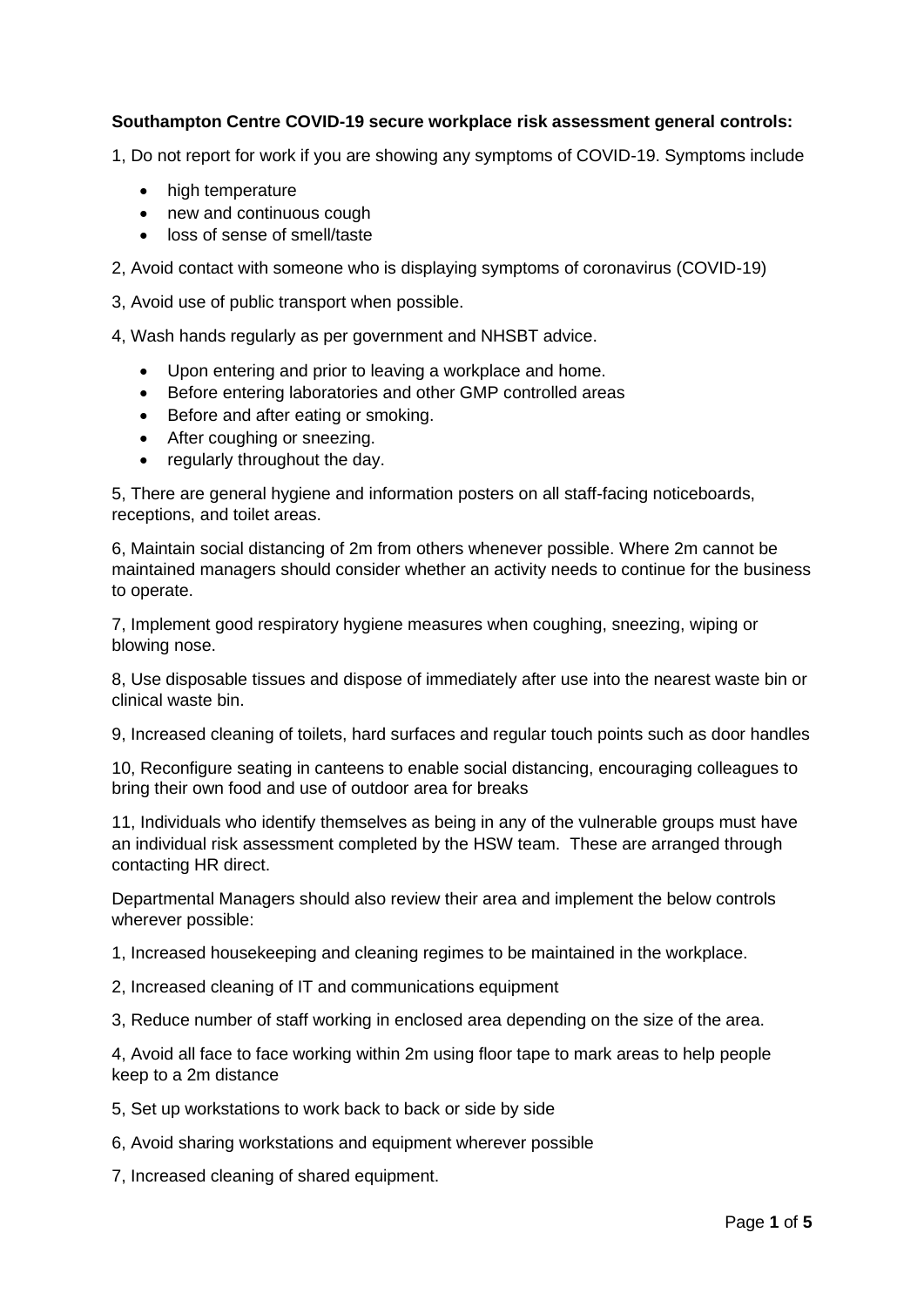**Southampton Centre COVID-19 secure workplace risk assessment general controls:**

1, Do not report for work if you are showing any symptoms of COVID-19. Symptoms include

- high temperature
- new and continuous cough
- loss of sense of smell/taste

2, Avoid contact with someone who is displaying symptoms of coronavirus (COVID-19)

3, Avoid use of public transport when possible.

4, Wash hands regularly as per government and NHSBT advice.

- Upon entering and prior to leaving a workplace and home.
- Before entering laboratories and other GMP controlled areas
- Before and after eating or smoking.
- After coughing or sneezing.
- regularly throughout the day.

5, There are general hygiene and information posters on all staff-facing noticeboards, receptions, and toilet areas.

6, Maintain social distancing of 2m from others whenever possible. Where 2m cannot be maintained managers should consider whether an activity needs to continue for the business to operate.

7, Implement good respiratory hygiene measures when coughing, sneezing, wiping or blowing nose.

8, Use disposable tissues and dispose of immediately after use into the nearest waste bin or clinical waste bin.

9, Increased cleaning of toilets, hard surfaces and regular touch points such as door handles

10, Reconfigure seating in canteens to enable social distancing, encouraging colleagues to bring their own food and use of outdoor area for breaks

11, Individuals who identify themselves as being in any of the vulnerable groups must have an individual risk assessment completed by the HSW team. These are arranged through contacting HR direct.

Departmental Managers should also review their area and implement the below controls wherever possible:

1, Increased housekeeping and cleaning regimes to be maintained in the workplace.

2, Increased cleaning of IT and communications equipment

3, Reduce number of staff working in enclosed area depending on the size of the area.

4, Avoid all face to face working within 2m using floor tape to mark areas to help people keep to a 2m distance

5, Set up workstations to work back to back or side by side

6, Avoid sharing workstations and equipment wherever possible

7, Increased cleaning of shared equipment.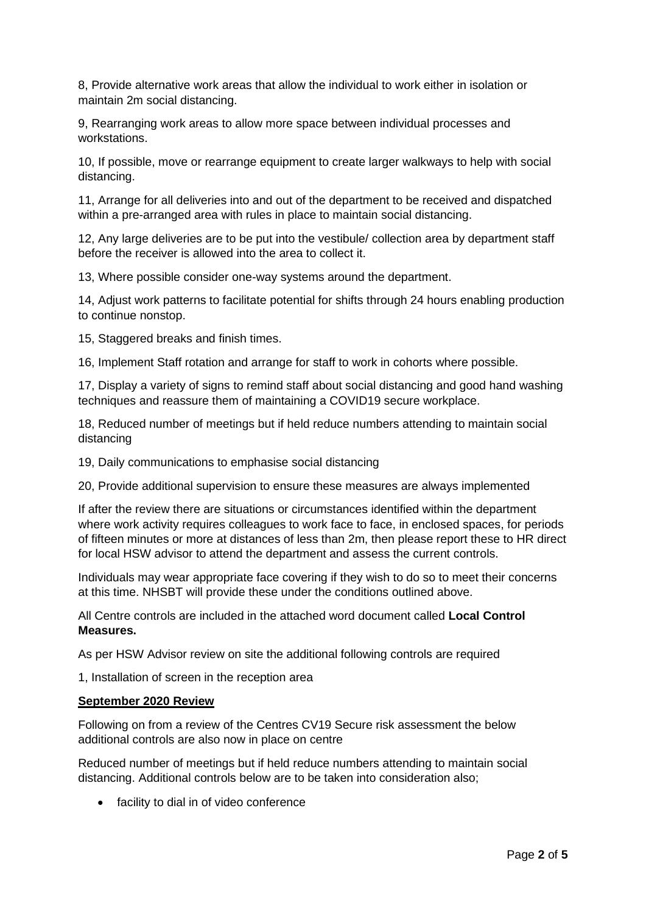8, Provide alternative work areas that allow the individual to work either in isolation or maintain 2m social distancing.

9, Rearranging work areas to allow more space between individual processes and workstations.

10, If possible, move or rearrange equipment to create larger walkways to help with social distancing.

11, Arrange for all deliveries into and out of the department to be received and dispatched within a pre-arranged area with rules in place to maintain social distancing.

12, Any large deliveries are to be put into the vestibule/ collection area by department staff before the receiver is allowed into the area to collect it.

13, Where possible consider one-way systems around the department.

14, Adjust work patterns to facilitate potential for shifts through 24 hours enabling production to continue nonstop.

15, Staggered breaks and finish times.

16, Implement Staff rotation and arrange for staff to work in cohorts where possible.

17, Display a variety of signs to remind staff about social distancing and good hand washing techniques and reassure them of maintaining a COVID19 secure workplace.

18, Reduced number of meetings but if held reduce numbers attending to maintain social distancing

19, Daily communications to emphasise social distancing

20, Provide additional supervision to ensure these measures are always implemented

If after the review there are situations or circumstances identified within the department where work activity requires colleagues to work face to face, in enclosed spaces, for periods of fifteen minutes or more at distances of less than 2m, then please report these to HR direct for local HSW advisor to attend the department and assess the current controls.

Individuals may wear appropriate face covering if they wish to do so to meet their concerns at this time. NHSBT will provide these under the conditions outlined above.

All Centre controls are included in the attached word document called **Local Control Measures.**

As per HSW Advisor review on site the additional following controls are required

1, Installation of screen in the reception area

**September 2020 Review**

Following on from a review of the Centres CV19 Secure risk assessment the below additional controls are also now in place on centre

Reduced number of meetings but if held reduce numbers attending to maintain social distancing. Additional controls below are to be taken into consideration also;

- facility to dial in of video conference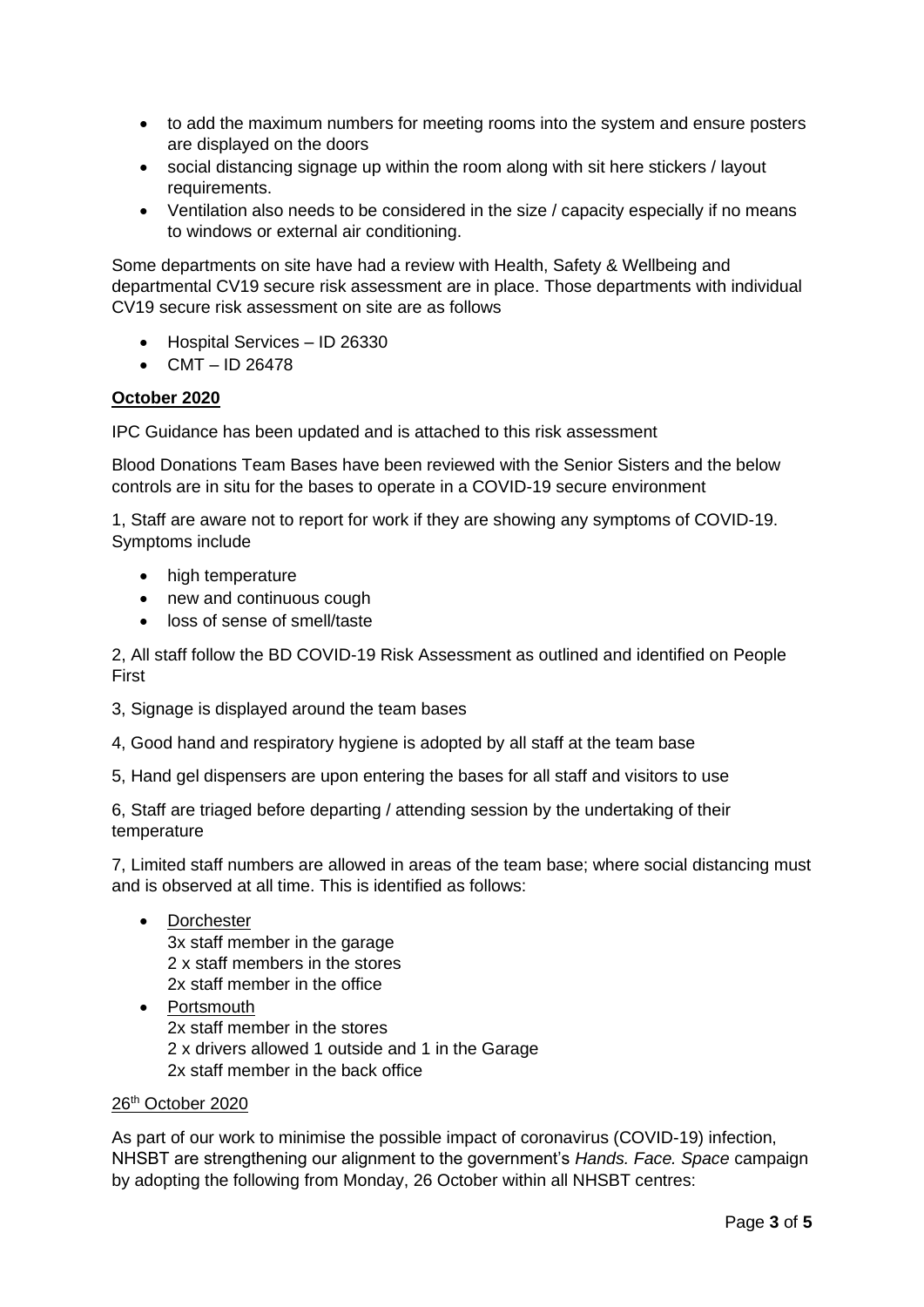- to add the maximum numbers for meeting rooms into the system and ensure posters are displayed on the doors
- social distancing signage up within the room along with sit here stickers / layout requirements.
- Ventilation also needs to be considered in the size / capacity especially if no means to windows or external air conditioning.

Some departments on site have had a review with Health, Safety & Wellbeing and departmental CV19 secure risk assessment are in place. Those departments with individual CV19 secure risk assessment on site are as follows

- Hospital Services – ID 26330
- CMT – ID 26478

**October 2020**

IPC Guidance has been updated and is attached to this risk assessment

Blood Donations Team Bases have been reviewed with the Senior Sisters and the below controls are in situ for the bases to operate in a COVID-19 secure environment

1, Staff are aware not to report for work if they are showing any symptoms of COVID-19. Symptoms include

- high temperature
- new and continuous cough
- loss of sense of smell/taste

2, All staff follow the BD COVID-19 Risk Assessment as outlined and identified on People First

3, Signage is displayed around the team bases

4, Good hand and respiratory hygiene is adopted by all staff at the team base

5, Hand gel dispensers are upon entering the bases for all staff and visitors to use

6, Staff are triaged before departing / attending session by the undertaking of their temperature

7, Limited staff numbers are allowed in areas of the team base; where social distancing must and is observed at all time. This is identified as follows:

- Dorchester
  3x staff member in the garage
  2 x staff members in the stores
  2x staff member in the office
- Portsmouth
  2x staff member in the stores
  2 x drivers allowed 1 outside and 1 in the Garage
  2x staff member in the back office

26th October 2020

As part of our work to minimise the possible impact of coronavirus (COVID-19) infection, NHSBT are strengthening our alignment to the government's *Hands. Face. Space* campaign by adopting the following from Monday, 26 October within all NHSBT centres: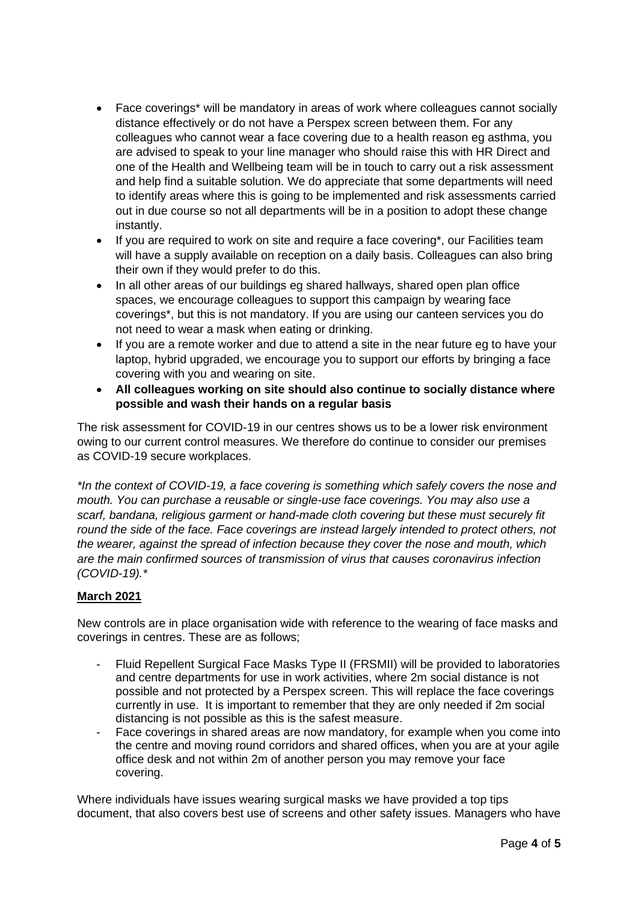- Face coverings* will be mandatory in areas of work where colleagues cannot socially distance effectively or do not have a Perspex screen between them. For any colleagues who cannot wear a face covering due to a health reason eg asthma, you are advised to speak to your line manager who should raise this with HR Direct and one of the Health and Wellbeing team will be in touch to carry out a risk assessment and help find a suitable solution. We do appreciate that some departments will need to identify areas where this is going to be implemented and risk assessments carried out in due course so not all departments will be in a position to adopt these change instantly.
- If you are required to work on site and require a face covering*, our Facilities team will have a supply available on reception on a daily basis. Colleagues can also bring their own if they would prefer to do this.
- In all other areas of our buildings eg shared hallways, shared open plan office spaces, we encourage colleagues to support this campaign by wearing face coverings*, but this is not mandatory. If you are using our canteen services you do not need to wear a mask when eating or drinking.
- If you are a remote worker and due to attend a site in the near future eg to have your laptop, hybrid upgraded, we encourage you to support our efforts by bringing a face covering with you and wearing on site.
- **All colleagues working on site should also continue to socially distance where possible and wash their hands on a regular basis**

The risk assessment for COVID-19 in our centres shows us to be a lower risk environment owing to our current control measures. We therefore do continue to consider our premises as COVID-19 secure workplaces.

*\*In the context of COVID-19, a face covering is something which safely covers the nose and mouth. You can purchase a reusable or single-use face coverings. You may also use a scarf, bandana, religious garment or hand-made cloth covering but these must securely fit round the side of the face. Face coverings are instead largely intended to protect others, not the wearer, against the spread of infection because they cover the nose and mouth, which are the main confirmed sources of transmission of virus that causes coronavirus infection (COVID-19).\**

**<u>March 2021</u>**

New controls are in place organisation wide with reference to the wearing of face masks and coverings in centres. These are as follows;

- Fluid Repellent Surgical Face Masks Type II (FRSMII) will be provided to laboratories and centre departments for use in work activities, where 2m social distance is not possible and not protected by a Perspex screen. This will replace the face coverings currently in use. It is important to remember that they are only needed if 2m social distancing is not possible as this is the safest measure.
- Face coverings in shared areas are now mandatory, for example when you come into the centre and moving round corridors and shared offices, when you are at your agile office desk and not within 2m of another person you may remove your face covering.

Where individuals have issues wearing surgical masks we have provided a top tips document, that also covers best use of screens and other safety issues. Managers who have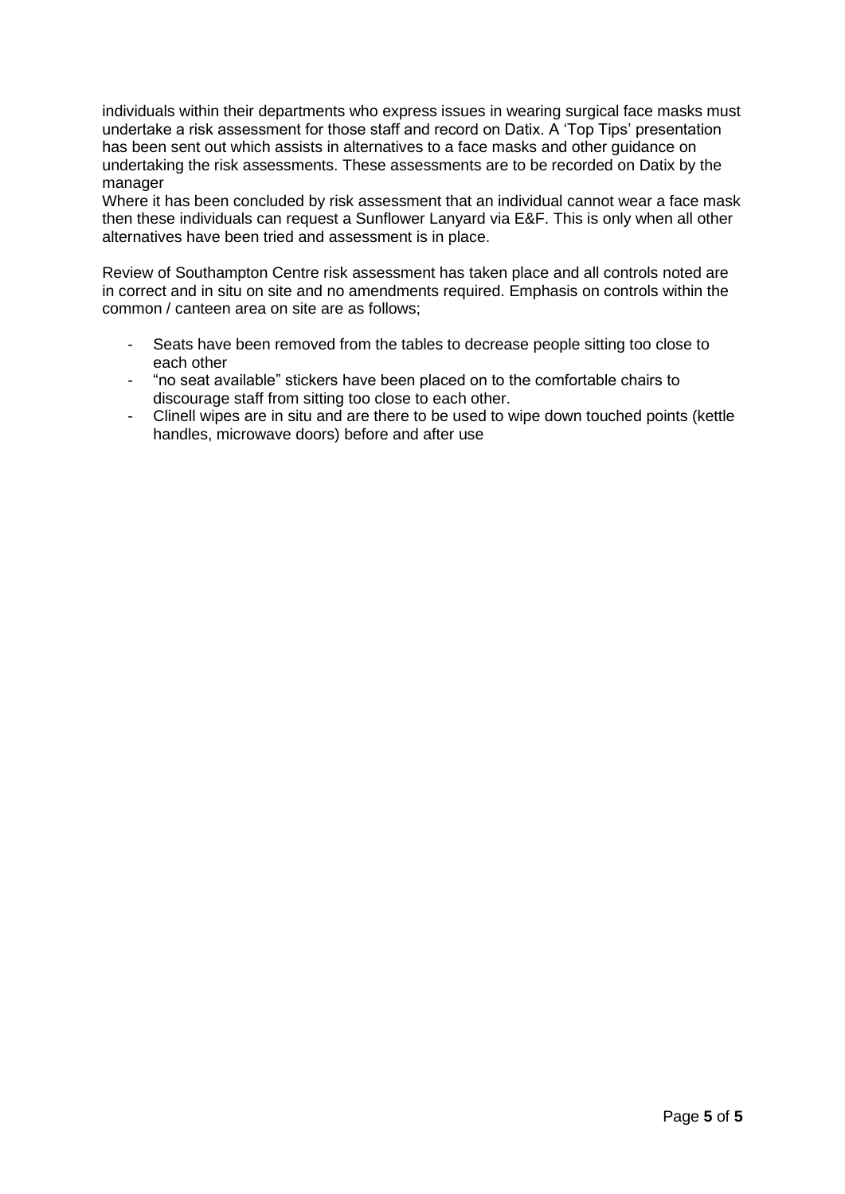individuals within their departments who express issues in wearing surgical face masks must undertake a risk assessment for those staff and record on Datix. A 'Top Tips' presentation has been sent out which assists in alternatives to a face masks and other guidance on undertaking the risk assessments. These assessments are to be recorded on Datix by the manager

Where it has been concluded by risk assessment that an individual cannot wear a face mask then these individuals can request a Sunflower Lanyard via E&F. This is only when all other alternatives have been tried and assessment is in place.

Review of Southampton Centre risk assessment has taken place and all controls noted are in correct and in situ on site and no amendments required. Emphasis on controls within the common / canteen area on site are as follows;

- Seats have been removed from the tables to decrease people sitting too close to each other
- "no seat available" stickers have been placed on to the comfortable chairs to discourage staff from sitting too close to each other.
- Clinell wipes are in situ and are there to be used to wipe down touched points (kettle handles, microwave doors) before and after use